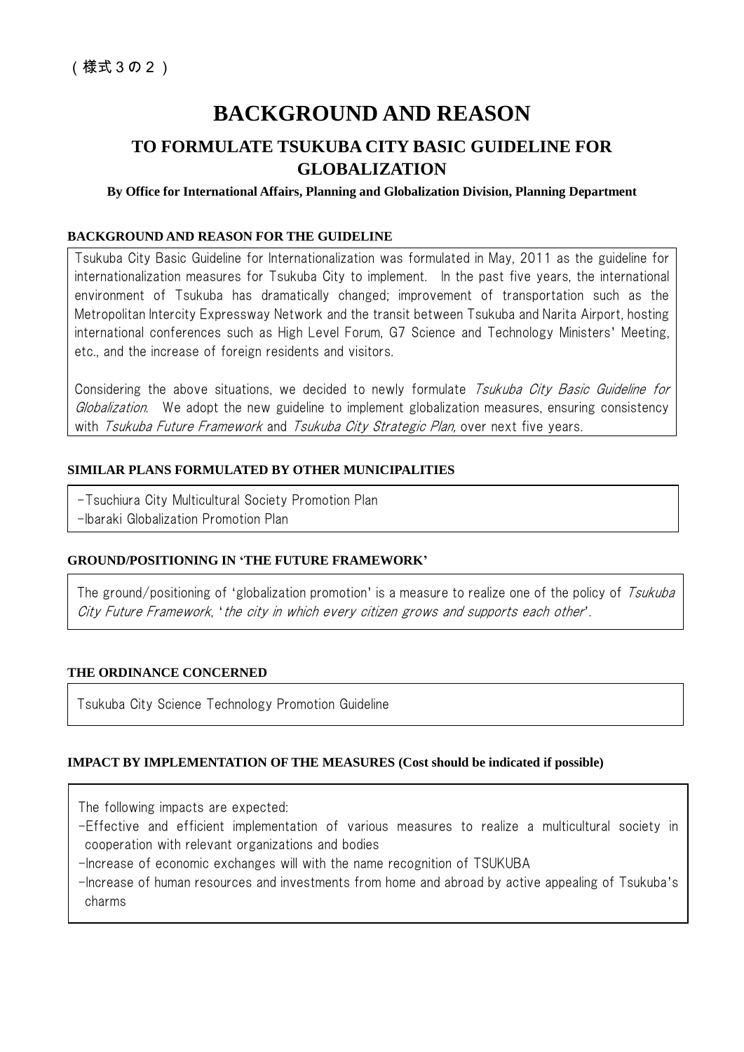（様式３の２）

# BACKGROUND AND REASON

## TO FORMULATE TSUKUBA CITY BASIC GUIDELINE FOR GLOBALIZATION

**By Office for International Affairs, Planning and Globalization Division, Planning Department**

### BACKGROUND AND REASON FOR THE GUIDELINE

Tsukuba City Basic Guideline for Internationalization was formulated in May, 2011 as the guideline for internationalization measures for Tsukuba City to implement. In the past five years, the international environment of Tsukuba has dramatically changed; improvement of transportation such as the Metropolitan Intercity Expressway Network and the transit between Tsukuba and Narita Airport, hosting international conferences such as High Level Forum, G7 Science and Technology Ministers' Meeting, etc., and the increase of foreign residents and visitors.

Considering the above situations, we decided to newly formulate *Tsukuba City Basic Guideline for Globalization*. We adopt the new guideline to implement globalization measures, ensuring consistency with *Tsukuba Future Framework* and *Tsukuba City Strategic Plan*, over next five years.

### SIMILAR PLANS FORMULATED BY OTHER MUNICIPALITIES

-Tsuchiura City Multicultural Society Promotion Plan
-Ibaraki Globalization Promotion Plan

### GROUND/POSITIONING IN 'THE FUTURE FRAMEWORK'

The ground/positioning of 'globalization promotion' is a measure to realize one of the policy of *Tsukuba City Future Framework*, '*the city in which every citizen grows and supports each other*'.

### THE ORDINANCE CONCERNED

Tsukuba City Science Technology Promotion Guideline

### IMPACT BY IMPLEMENTATION OF THE MEASURES (Cost should be indicated if possible)

The following impacts are expected:
- Effective and efficient implementation of various measures to realize a multicultural society in cooperation with relevant organizations and bodies
- Increase of economic exchanges will with the name recognition of TSUKUBA
- Increase of human resources and investments from home and abroad by active appealing of Tsukuba's charms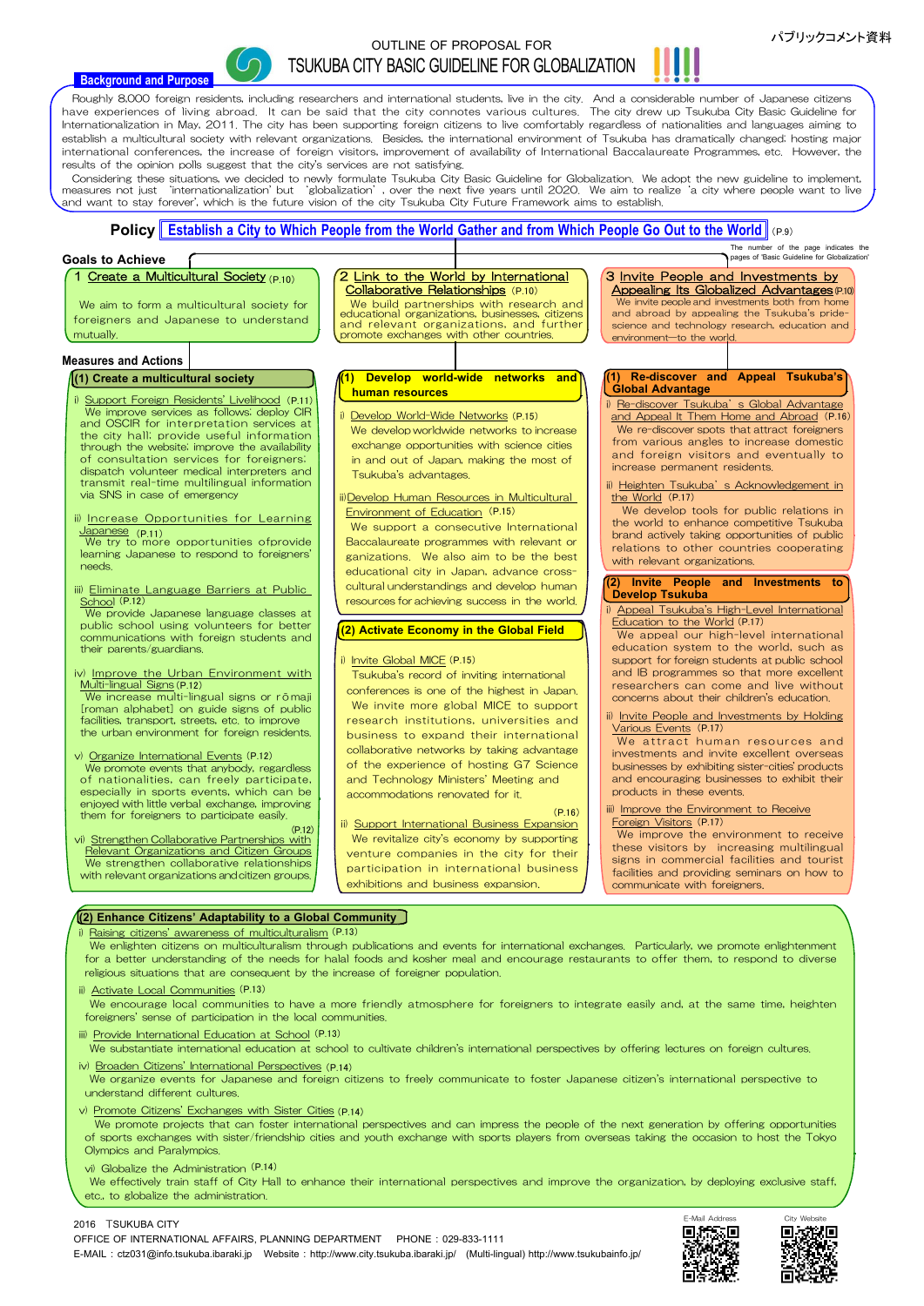パブリックコメント資料

# OUTLINE OF PROPOSAL FOR TSUKUBA CITY BASIC GUIDELINE FOR GLOBALIZATION

## Background and Purpose

Roughly 8,000 foreign residents, including researchers and international students, live in the city. And a considerable number of Japanese citizens have experiences of living abroad. It can be said that the city connotes various cultures. The city drew up Tsukuba City Basic Guideline for Internationalization in May, 2011. The city has been supporting foreign citizens to live comfortably regardless of nationalities and languages aiming to establish a multicultural society with relevant organizations. Besides, the international environment of Tsukuba has dramatically changed; hosting major international conferences, the increase of foreign visitors, improvement of availability of International Baccalaureate Programmes, etc. However, the results of the opinion polls suggest that the city's services are not satisfying.

Considering these situations, we decided to newly formulate Tsukuba City Basic Guideline for Globalization. We adopt the new guideline to implement, measures not just 'internationalization' but 'globalization', over the next five years until 2020. We aim to realize 'a city where people want to live and want to stay forever', which is the future vision of the city Tsukuba City Future Framework aims to establish.

## Policy: Establish a City to Which People from the World Gather and from Which People Go Out to the World (P.9)

The number of the page indicates the pages of 'Basic Guideline for Globalization'

## Goals to Achieve

**1 Create a Multicultural Society** (P.10)

We aim to form a multicultural society for foreigners and Japanese to understand mutually.

**2 Link to the World by International Collaborative Relationships** (P.10)

We build partnerships with research and educational organizations, businesses, citizens and relevant organizations, and further promote exchanges with other countries.

**3 Invite Support and Investments by Appealing Its Globalized Advantages** (P.10)

We invite people and investments both from home and abroad by appealing the Tsukuba's pride-science and technology research, education and environment—to the world.

## Measures and Actions

### (1) Create a multicultural society

i) Support Foreign Residents' Livelihood (P.11)
We improve services as follows; deploy CIR and OSCIR for interpretation services at the city hall; provide useful information through the website; improve the availability of consultation services for foreigners; dispatch volunteer medical interpreters and transmit real-time multilingual information via SNS in case of emergency

ii) Increase Opportunities for Learning Japanese (P.11)
We try to more opportunities ofprovide learning Japanese to respond to foreigners' needs.

iii) Eliminate Language Barriers at Public School (P.12)
We provide Japanese language classes at public school using volunteers for better communications with foreign students and their parents/guardians.

iv) Improve the Urban Environment with Multi-lingual Signs (P.12)
We increase multi-lingual signs or rōmaji [roman alphabet] on guide signs of public facilities, transport, streets, etc. to improve the urban environment for foreign residents.

v) Organize International Events (P.12)
We promote events that anybody, regardless of nationalities, can freely participate, especially in sports events, which can be enjoyed with little verbal exchange, improving them for foreigners to participate easily.

vi) Strengthen Collaborative Partnerships with Relevant Organizations and Citizen Groups (P.12)
We strengthen collaborative relationships with relevant organizations and citizen groups.

### (1) Develop world-wide networks and human resources

i) Develop World-Wide Networks (P.15)
We develop worldwide networks to increase exchange opportunities with science cities in and out of Japan, making the most of Tsukuba's advantages.

ii) Develop Human Resources in Multicultural Environment of Education (P.15)
We support a consecutive International Baccalaureate programmes with relevant organizations. We also aim to be the best educational city in Japan, advance cross-cultural understandings and develop human resources for achieving success in the world.

### (2) Activate Economy in the Global Field

i) Invite Global MICE (P.15)
Tsukuba's record of inviting international conferences is one of the highest in Japan. We invite more global MICE to support research institutions, universities and business to expand their international collaborative networks by taking advantage of the experience of hosting G7 Science and Technology Ministers' Meeting and accommodations renovated for it.

ii) Support International Business Expansion (P.16)
We revitalize city's economy by supporting venture companies in the city for their participation in international business exhibitions and business expansion.

### (1) Re-discover and Appeal Tsukuba's Global Advantage

i) Re-discover Tsukuba's Global Advantage and Appeal It Them Home and Abroad (P.16)
We re-discover spots that attract foreigners from various angles to increase domestic and foreign visitors and eventually to increase permanent residents.

ii) Heighten Tsukuba's Acknowledgement in the World (P.17)
We develop tools for public relations in the world to enhance competitive Tsukuba brand actively taking opportunities of public relations to other countries cooperating with relevant organizations.

### (2) Invite People and Investments to Develop Tsukuba

i) Appeal Tsukuba's High-Level International Education to the World (P.17)
We appeal our high-level international education system to the world, such as support for foreign students at public school and IB programmes so that more excellent researchers can come and live without concerns about their children's education.

ii) Invite People and Investments by Holding Various Events (P.17)
We attract human resources and investments and invite excellent overseas businesses by exhibiting sister-cities' products and encouraging businesses to exhibit their products in these events.

iii) Improve the Environment to Receive Foreign Visitors (P.17)
We improve the environment to receive these visitors by increasing multilingual signs in commercial facilities and tourist facilities and providing seminars on how to communicate with foreigners.

### (2) Enhance Citizens' Adaptability to a Global Community

i) Raising citizens' awareness of multiculturalism (P.13)
We enlighten citizens on multiculturalism through publications and events for international exchanges. Particularly, we promote enlightenment for a better understanding of the needs for halal foods and kosher meal and encourage restaurants to offer them, to respond to diverse religious situations that are consequent by the increase of foreigner population.

ii) Activate Local Communities (P.13)
We encourage local communities to have a more friendly atmosphere for foreigners to integrate easily and, at the same time, heighten foreigners' sense of participation in the local communities.

iii) Provide International Education at School (P.13)
We substantiate international education at school to cultivate children's international perspectives by offering lectures on foreign cultures.

iv) Broaden Citizens' International Perspectives (P.14)
We organize events for Japanese and foreign citizens to freely communicate to foster Japanese citizen's international perspective to understand different cultures.

v) Promote Citizens' Exchanges with Sister Cities (P.14)
We promote projects that can foster international perspectives and can impress the people of the next generation by offering opportunities of sports exchanges with sister/friendship cities and youth exchange with sports players from overseas taking the occasion to host the Tokyo Olympics and Paralympics.

vi) Globalize the Administration (P.14)
We effectively train staff of City Hall to enhance their international perspectives and improve the organization, by deploying exclusive staff, etc., to globalize the administration.

---

2016 TSUKUBA CITY
OFFICE OF INTERNATIONAL AFFAIRS, PLANNING DEPARTMENT PHONE：029-833-1111
E-MAIL：ctz031@info.tsukuba.ibaraki.jp Website：http://www.city.tsukuba.ibaraki.jp/ (Multi-lingual) http://www.tsukubainfo.jp/

E-Mail Address
City Website